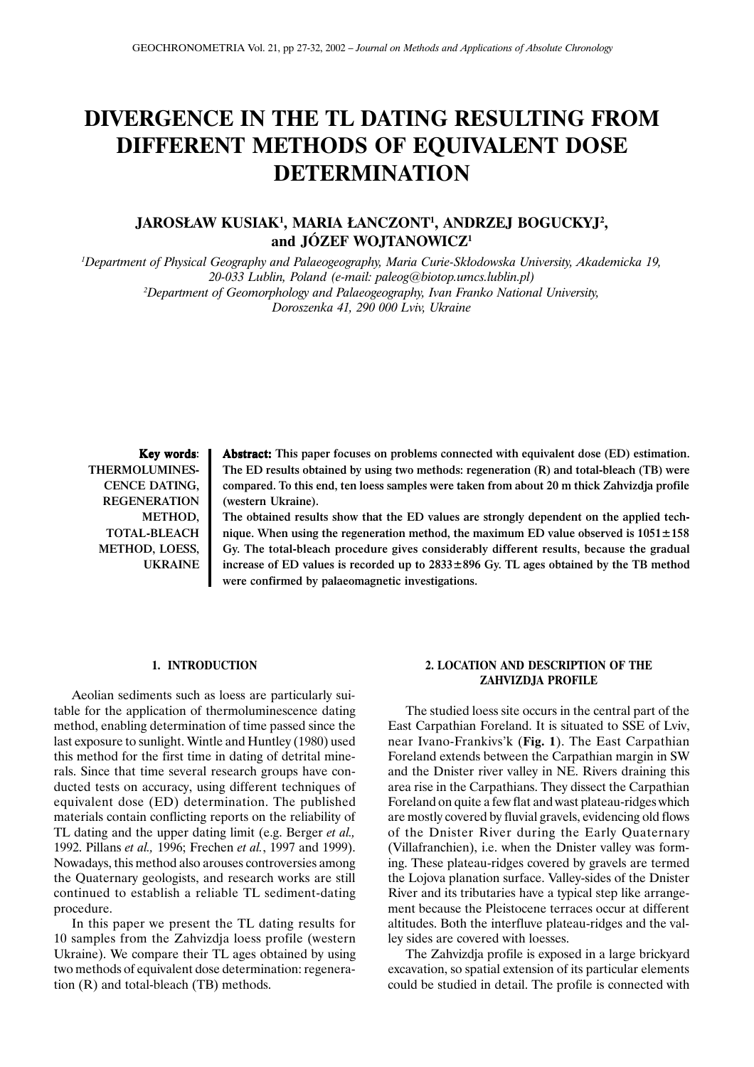# DIVERGENCE IN THE TL DATING RESULTING FROM DIFFERENT METHODS OF EQUIVALENT DOSE DETERMINATION

## JAROSŁAW KUSIAK[1], MARIA ŁANCZONT[1], ANDRZEJ BOGUCKYJ[2], and JÓZEF WOJTANOWICZ[1]

[1]*Department of Physical Geography and Palaeogeography, Maria Curie-Skłodowska University, Akademicka 19, 20-033 Lublin, Poland (e-mail: paleog@biotop.umcs.lublin.pl)*

[2]*Department of Geomorphology and Palaeogeography, Ivan Franko National University, Doroszenka 41, 290 000 Lviv, Ukraine*

**Key words:** THERMOLUMINESCENCE DATING, REGENERATION METHOD, TOTAL-BLEACH METHOD, LOESS, UKRAINE

**Abstract: This paper focuses on problems connected with equivalent dose (ED) estimation. The ED results obtained by using two methods: regeneration (R) and total-bleach (TB) were compared. To this end, ten loess samples were taken from about 20 m thick Zahvizdja profile (western Ukraine).**

**The obtained results show that the ED values are strongly dependent on the applied technique. When using the regeneration method, the maximum ED value observed is 1051±158 Gy. The total-bleach procedure gives considerably different results, because the gradual increase of ED values is recorded up to 2833±896 Gy. TL ages obtained by the TB method were confirmed by palaeomagnetic investigations.**

### 1. INTRODUCTION

Aeolian sediments such as loess are particularly suitable for the application of thermoluminescence dating method, enabling determination of time passed since the last exposure to sunlight. Wintle and Huntley (1980) used this method for the first time in dating of detrital minerals. Since that time several research groups have conducted tests on accuracy, using different techniques of equivalent dose (ED) determination. The published materials contain conflicting reports on the reliability of TL dating and the upper dating limit (e.g. Berger *et al.,* 1992. Pillans *et al.,* 1996; Frechen *et al.*, 1997 and 1999). Nowadays, this method also arouses controversies among the Quaternary geologists, and research works are still continued to establish a reliable TL sediment-dating procedure.

In this paper we present the TL dating results for 10 samples from the Zahvizdja loess profile (western Ukraine). We compare their TL ages obtained by using two methods of equivalent dose determination: regeneration (R) and total-bleach (TB) methods.

### 2. LOCATION AND DESCRIPTION OF THE ZAHVIZDJA PROFILE

The studied loess site occurs in the central part of the East Carpathian Foreland. It is situated to SSE of Lviv, near Ivano-Frankivs'k (**Fig. 1**). The East Carpathian Foreland extends between the Carpathian margin in SW and the Dnister river valley in NE. Rivers draining this area rise in the Carpathians. They dissect the Carpathian Foreland on quite a few flat and wast plateau-ridges which are mostly covered by fluvial gravels, evidencing old flows of the Dnister River during the Early Quaternary (Villafranchien), i.e. when the Dnister valley was forming. These plateau-ridges covered by gravels are termed the Lojova planation surface. Valley-sides of the Dnister River and its tributaries have a typical step like arrangement because the Pleistocene terraces occur at different altitudes. Both the interfluve plateau-ridges and the valley sides are covered with loesses.

The Zahvizdja profile is exposed in a large brickyard excavation, so spatial extension of its particular elements could be studied in detail. The profile is connected with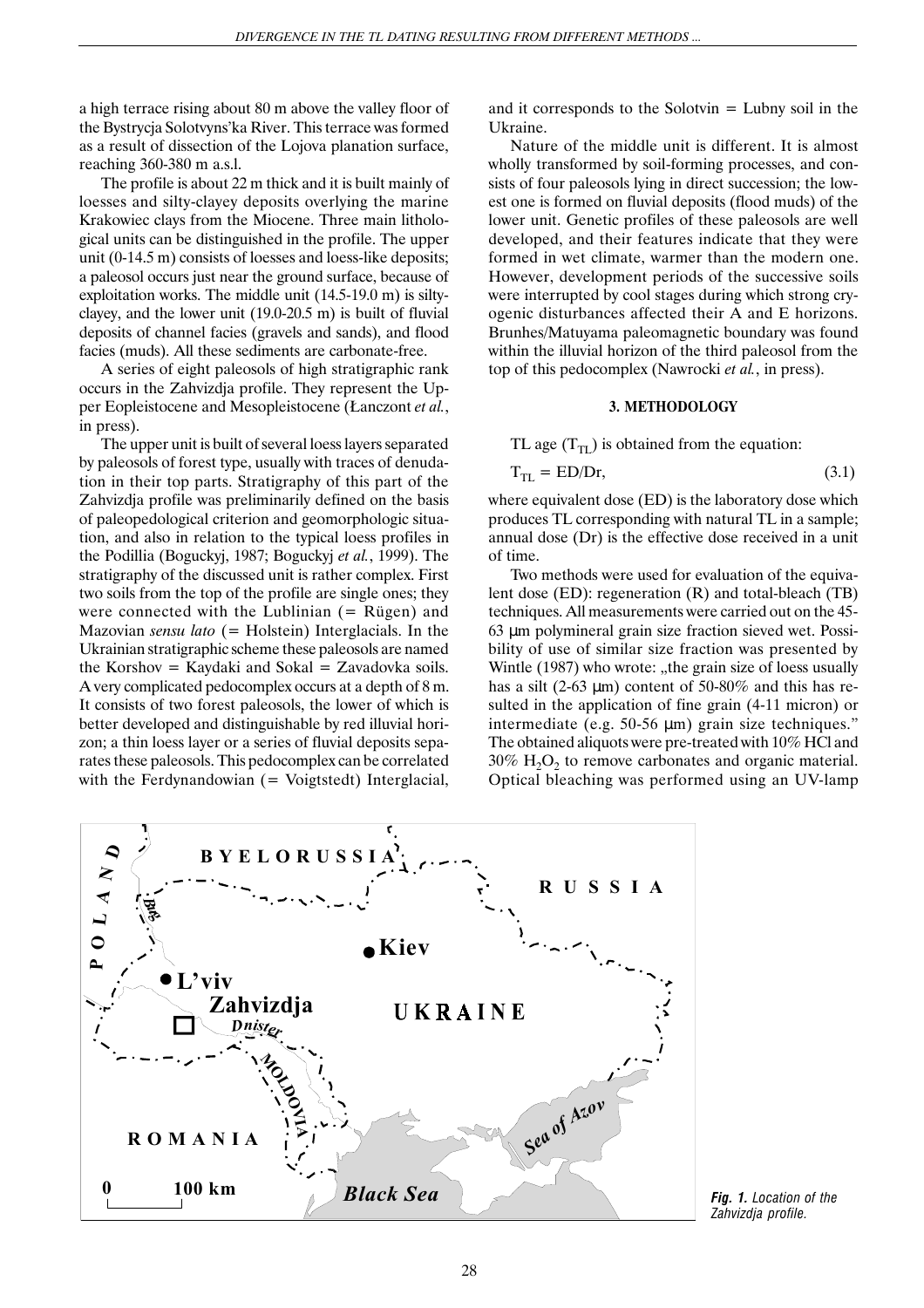a high terrace rising about 80 m above the valley floor of the Bystrycja Solotvyns'ka River. This terrace was formed as a result of dissection of the Lojova planation surface, reaching 360-380 m a.s.l.

The profile is about 22 m thick and it is built mainly of loesses and silty-clayey deposits overlying the marine Krakowiec clays from the Miocene. Three main lithological units can be distinguished in the profile. The upper unit (0-14.5 m) consists of loesses and loess-like deposits; a paleosol occurs just near the ground surface, because of exploitation works. The middle unit (14.5-19.0 m) is silty-clayey, and the lower unit (19.0-20.5 m) is built of fluvial deposits of channel facies (gravels and sands), and flood facies (muds). All these sediments are carbonate-free.

A series of eight paleosols of high stratigraphic rank occurs in the Zahvizdja profile. They represent the Upper Eopleistocene and Mesopleistocene (Łanczont *et al.*, in press).

The upper unit is built of several loess layers separated by paleosols of forest type, usually with traces of denudation in their top parts. Stratigraphy of this part of the Zahvizdja profile was preliminarily defined on the basis of paleopedological criterion and geomorphologic situation, and also in relation to the typical loess profiles in the Podillia (Boguckyj, 1987; Boguckyj *et al.*, 1999). The stratigraphy of the discussed unit is rather complex. First two soils from the top of the profile are single ones; they were connected with the Lublinian (= Rügen) and Mazovian *sensu lato* (= Holstein) Interglacials. In the Ukrainian stratigraphic scheme these paleosols are named the Korshov = Kaydaki and Sokal = Zavadovka soils. A very complicated pedocomplex occurs at a depth of 8 m. It consists of two forest paleosols, the lower of which is better developed and distinguishable by red illuvial horizon; a thin loess layer or a series of fluvial deposits separates these paleosols. This pedocomplex can be correlated with the Ferdynandowian (= Voigtstedt) Interglacial, and it corresponds to the Solotvin = Lubny soil in the Ukraine.

Nature of the middle unit is different. It is almost wholly transformed by soil-forming processes, and consists of four paleosols lying in direct succession; the lowest one is formed on fluvial deposits (flood muds) of the lower unit. Genetic profiles of these paleosols are well developed, and their features indicate that they were formed in wet climate, warmer than the modern one. However, development periods of the successive soils were interrupted by cool stages during which strong cryogenic disturbances affected their A and E horizons. Brunhes/Matuyama paleomagnetic boundary was found within the illuvial horizon of the third paleosol from the top of this pedocomplex (Nawrocki *et al.*, in press).

## 3. METHODOLOGY

TL age ($T_{TL}$) is obtained from the equation:

$$T_{TL} = ED/Dr, \tag{3.1}$$

where equivalent dose (ED) is the laboratory dose which produces TL corresponding with natural TL in a sample; annual dose (Dr) is the effective dose received in a unit of time.

Two methods were used for evaluation of the equivalent dose (ED): regeneration (R) and total-bleach (TB) techniques. All measurements were carried out on the 45-63 μm polymineral grain size fraction sieved wet. Possibility of use of similar size fraction was presented by Wintle (1987) who wrote: „the grain size of loess usually has a silt (2-63 μm) content of 50-80% and this has resulted in the application of fine grain (4-11 micron) or intermediate (e.g. 50-56 μm) grain size techniques." The obtained aliquots were pre-treated with 10% HCl and 30% $H_2O_2$ to remove carbonates and organic material. Optical bleaching was performed using an UV-lamp

***Fig. 1.*** *Location of the Zahvizdja profile.*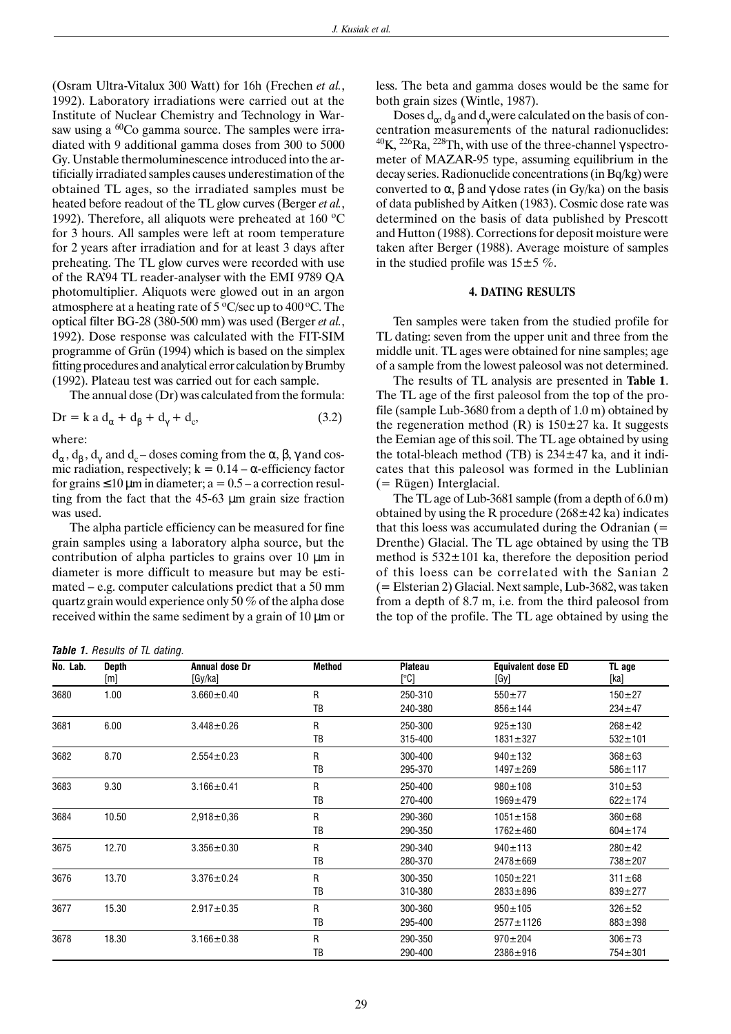(Osram Ultra-Vitalux 300 Watt) for 16h (Frechen *et al.*, 1992). Laboratory irradiations were carried out at the Institute of Nuclear Chemistry and Technology in Warsaw using a $^{60}$Co gamma source. The samples were irradiated with 9 additional gamma doses from 300 to 5000 Gy. Unstable thermoluminescence introduced into the artificially irradiated samples causes underestimation of the obtained TL ages, so the irradiated samples must be heated before readout of the TL glow curves (Berger *et al.*, 1992). Therefore, all aliquots were preheated at 160 °C for 3 hours. All samples were left at room temperature for 2 years after irradiation and for at least 3 days after preheating. The TL glow curves were recorded with use of the RA'94 TL reader-analyser with the EMI 9789 QA photomultiplier. Aliquots were glowed out in an argon atmosphere at a heating rate of 5 °C/sec up to 400 °C. The optical filter BG-28 (380-500 mm) was used (Berger *et al.*, 1992). Dose response was calculated with the FIT-SIM programme of Grün (1994) which is based on the simplex fitting procedures and analytical error calculation by Brumby (1992). Plateau test was carried out for each sample.

The annual dose (Dr) was calculated from the formula:

$$Dr = k\, a\, d_\alpha + d_\beta + d_\gamma + d_c, \tag{3.2}$$

where:

$d_\alpha$, $d_\beta$, $d_\gamma$ and $d_c$ – doses coming from the α, β, γ and cosmic radiation, respectively; $k = 0.14$ – α-efficiency factor for grains ≤10 μm in diameter; $a = 0.5$ – a correction resulting from the fact that the 45-63 μm grain size fraction was used.

The alpha particle efficiency can be measured for fine grain samples using a laboratory alpha source, but the contribution of alpha particles to grains over 10 μm in diameter is more difficult to measure but may be estimated – e.g. computer calculations predict that a 50 mm quartz grain would experience only 50 % of the alpha dose received within the same sediment by a grain of 10 μm or less. The beta and gamma doses would be the same for both grain sizes (Wintle, 1987).

Doses $d_\alpha$, $d_\beta$ and $d_\gamma$ were calculated on the basis of concentration measurements of the natural radionuclides: $^{40}$K, $^{226}$Ra, $^{228}$Th, with use of the three-channel γ spectrometer of MAZAR-95 type, assuming equilibrium in the decay series. Radionuclide concentrations (in Bq/kg) were converted to α, β and γ dose rates (in Gy/ka) on the basis of data published by Aitken (1983). Cosmic dose rate was determined on the basis of data published by Prescott and Hutton (1988). Corrections for deposit moisture were taken after Berger (1988). Average moisture of samples in the studied profile was 15±5 %.

## 4. DATING RESULTS

Ten samples were taken from the studied profile for TL dating: seven from the upper unit and three from the middle unit. TL ages were obtained for nine samples; age of a sample from the lowest paleosol was not determined.

The results of TL analysis are presented in **Table 1**. The TL age of the first paleosol from the top of the profile (sample Lub-3680 from a depth of 1.0 m) obtained by the regeneration method (R) is 150±27 ka. It suggests the Eemian age of this soil. The TL age obtained by using the total-bleach method (TB) is 234±47 ka, and it indicates that this paleosol was formed in the Lublinian (= Rügen) Interglacial.

The TL age of Lub-3681 sample (from a depth of 6.0 m) obtained by using the R procedure (268±42 ka) indicates that this loess was accumulated during the Odranian (= Drenthe) Glacial. The TL age obtained by using the TB method is 532±101 ka, therefore the deposition period of this loess can be correlated with the Sanian 2 (= Elsterian 2) Glacial. Next sample, Lub-3682, was taken from a depth of 8.7 m, i.e. from the third paleosol from the top of the profile. The TL age obtained by using the

***Table 1.*** *Results of TL dating.*

| No. Lab. | Depth [m] | Annual dose Dr [Gy/ka] | Method | Plateau [°C] | Equivalent dose ED [Gy] | TL age [ka] |
|---|---|---|---|---|---|---|
| 3680 | 1.00 | 3.660±0.40 | R | 250-310 | 550±77 | 150±27 |
| | | | TB | 240-380 | 856±144 | 234±47 |
| 3681 | 6.00 | 3.448±0.26 | R | 250-300 | 925±130 | 268±42 |
| | | | TB | 315-400 | 1831±327 | 532±101 |
| 3682 | 8.70 | 2.554±0.23 | R | 300-400 | 940±132 | 368±63 |
| | | | TB | 295-370 | 1497±269 | 586±117 |
| 3683 | 9.30 | 3.166±0.41 | R | 250-400 | 980±108 | 310±53 |
| | | | TB | 270-400 | 1969±479 | 622±174 |
| 3684 | 10.50 | 2,918±0,36 | R | 290-360 | 1051±158 | 360±68 |
| | | | TB | 290-350 | 1762±460 | 604±174 |
| 3675 | 12.70 | 3.356±0.30 | R | 290-340 | 940±113 | 280±42 |
| | | | TB | 280-370 | 2478±669 | 738±207 |
| 3676 | 13.70 | 3.376±0.24 | R | 300-350 | 1050±221 | 311±68 |
| | | | TB | 310-380 | 2833±896 | 839±277 |
| 3677 | 15.30 | 2.917±0.35 | R | 300-360 | 950±105 | 326±52 |
| | | | TB | 295-400 | 2577±1126 | 883±398 |
| 3678 | 18.30 | 3.166±0.38 | R | 290-350 | 970±204 | 306±73 |
| | | | TB | 290-400 | 2386±916 | 754±301 |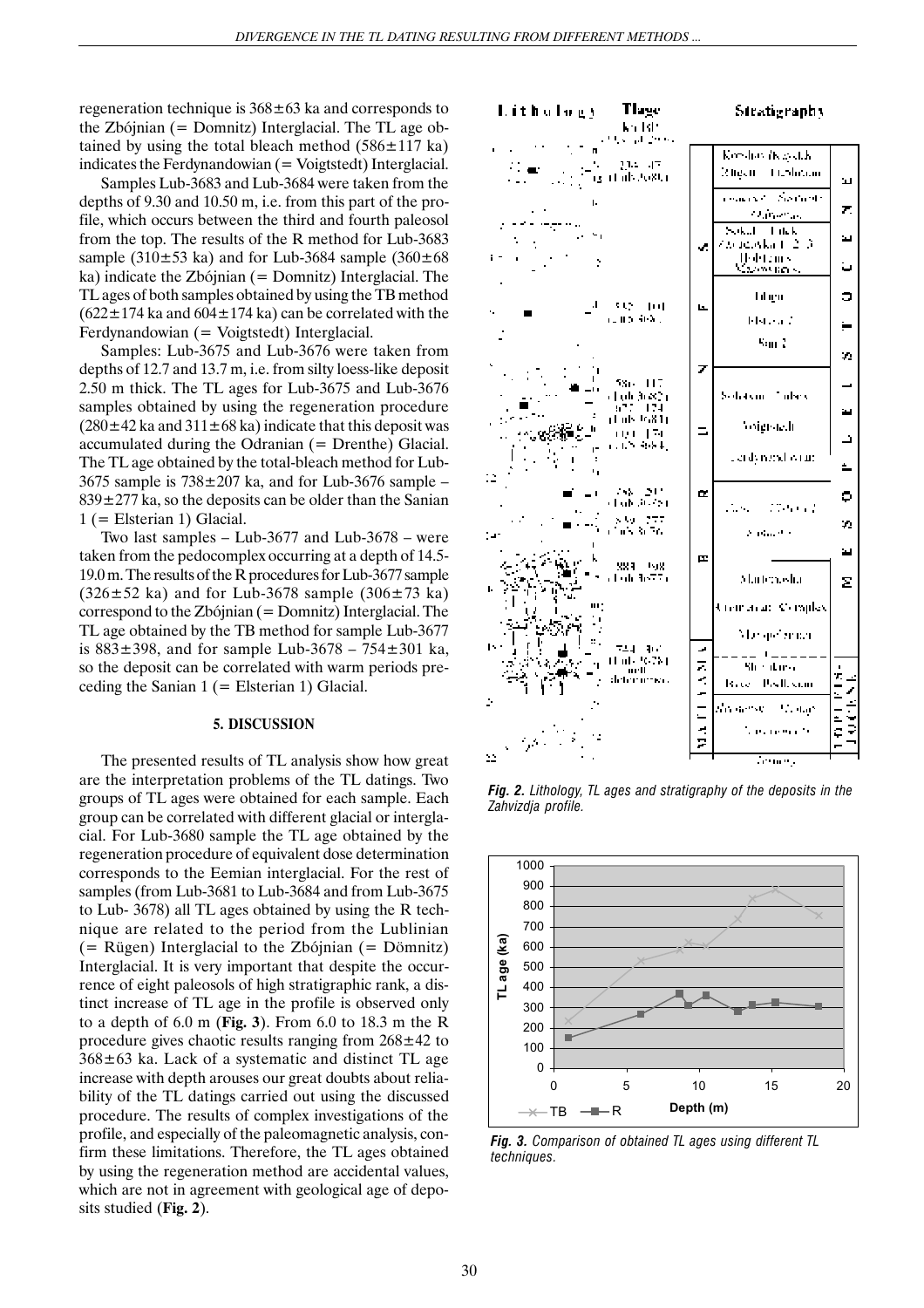regeneration technique is 368±63 ka and corresponds to the Zbójnian (= Domnitz) Interglacial. The TL age obtained by using the total bleach method (586±117 ka) indicates the Ferdynandowian (= Voigtstedt) Interglacial.

Samples Lub-3683 and Lub-3684 were taken from the depths of 9.30 and 10.50 m, i.e. from this part of the profile, which occurs between the third and fourth paleosol from the top. The results of the R method for Lub-3683 sample (310±53 ka) and for Lub-3684 sample (360±68 ka) indicate the Zbójnian (= Domnitz) Interglacial. The TL ages of both samples obtained by using the TB method (622±174 ka and 604±174 ka) can be correlated with the Ferdynandowian (= Voigtstedt) Interglacial.

Samples: Lub-3675 and Lub-3676 were taken from depths of 12.7 and 13.7 m, i.e. from silty loess-like deposit 2.50 m thick. The TL ages for Lub-3675 and Lub-3676 samples obtained by using the regeneration procedure (280±42 ka and 311±68 ka) indicate that this deposit was accumulated during the Odranian (= Drenthe) Glacial. The TL age obtained by the total-bleach method for Lub-3675 sample is 738±207 ka, and for Lub-3676 sample – 839±277 ka, so the deposits can be older than the Sanian 1 (= Elsterian 1) Glacial.

Two last samples – Lub-3677 and Lub-3678 – were taken from the pedocomplex occurring at a depth of 14.5-19.0 m. The results of the R procedures for Lub-3677 sample (326±52 ka) and for Lub-3678 sample (306±73 ka) correspond to the Zbójnian (= Domnitz) Interglacial. The TL age obtained by the TB method for sample Lub-3677 is 883±398, and for sample Lub-3678 – 754±301 ka, so the deposit can be correlated with warm periods preceding the Sanian 1 (= Elsterian 1) Glacial.

## 5. DISCUSSION

The presented results of TL analysis show how great are the interpretation problems of the TL datings. Two groups of TL ages were obtained for each sample. Each group can be correlated with different glacial or interglacial. For Lub-3680 sample the TL age obtained by the regeneration procedure of equivalent dose determination corresponds to the Eemian interglacial. For the rest of samples (from Lub-3681 to Lub-3684 and from Lub-3675 to Lub- 3678) all TL ages obtained by using the R technique are related to the period from the Lublinian (= Rügen) Interglacial to the Zbójnian (= Dömnitz) Interglacial. It is very important that despite the occurrence of eight paleosols of high stratigraphic rank, a distinct increase of TL age in the profile is observed only to a depth of 6.0 m (**Fig. 3**). From 6.0 to 18.3 m the R procedure gives chaotic results ranging from 268±42 to 368±63 ka. Lack of a systematic and distinct TL age increase with depth arouses our great doubts about reliability of the TL datings carried out using the discussed procedure. The results of complex investigations of the profile, and especially of the paleomagnetic analysis, confirm these limitations. Therefore, the TL ages obtained by using the regeneration method are accidental values, which are not in agreement with geological age of deposits studied (**Fig. 2**).

***Fig. 2.*** *Lithology, TL ages and stratigraphy of the deposits in the Zahvizdja profile.*

***Fig. 3.*** *Comparison of obtained TL ages using different TL techniques.*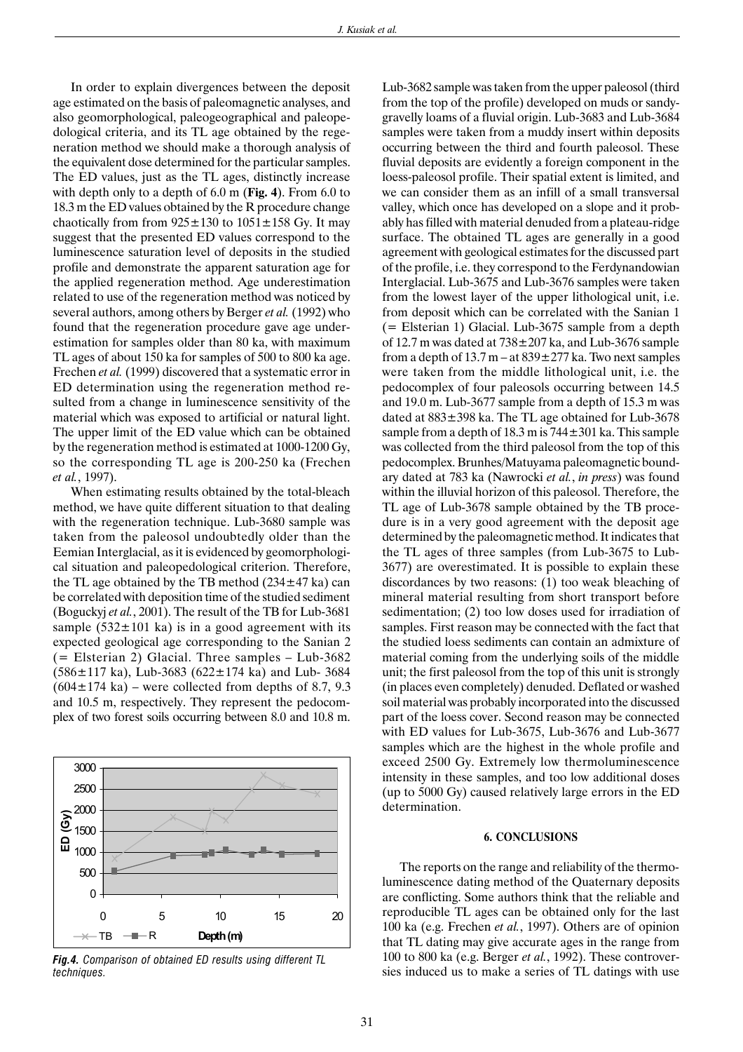In order to explain divergences between the deposit age estimated on the basis of paleomagnetic analyses, and also geomorphological, paleogeographical and paleopedological criteria, and its TL age obtained by the regeneration method we should make a thorough analysis of the equivalent dose determined for the particular samples. The ED values, just as the TL ages, distinctly increase with depth only to a depth of 6.0 m (**Fig. 4**). From 6.0 to 18.3 m the ED values obtained by the R procedure change chaotically from from 925±130 to 1051±158 Gy. It may suggest that the presented ED values correspond to the luminescence saturation level of deposits in the studied profile and demonstrate the apparent saturation age for the applied regeneration method. Age underestimation related to use of the regeneration method was noticed by several authors, among others by Berger *et al.* (1992) who found that the regeneration procedure gave age underestimation for samples older than 80 ka, with maximum TL ages of about 150 ka for samples of 500 to 800 ka age. Frechen *et al.* (1999) discovered that a systematic error in ED determination using the regeneration method resulted from a change in luminescence sensitivity of the material which was exposed to artificial or natural light. The upper limit of the ED value which can be obtained by the regeneration method is estimated at 1000-1200 Gy, so the corresponding TL age is 200-250 ka (Frechen *et al.*, 1997).

When estimating results obtained by the total-bleach method, we have quite different situation to that dealing with the regeneration technique. Lub-3680 sample was taken from the paleosol undoubtedly older than the Eemian Interglacial, as it is evidenced by geomorphological situation and paleopedological criterion. Therefore, the TL age obtained by the TB method (234±47 ka) can be correlated with deposition time of the studied sediment (Boguckyj *et al.*, 2001). The result of the TB for Lub-3681 sample (532±101 ka) is in a good agreement with its expected geological age corresponding to the Sanian 2 (= Elsterian 2) Glacial. Three samples – Lub-3682 (586±117 ka), Lub-3683 (622±174 ka) and Lub- 3684 (604±174 ka) – were collected from depths of 8.7, 9.3 and 10.5 m, respectively. They represent the pedocomplex of two forest soils occurring between 8.0 and 10.8 m.

***Fig.4.*** *Comparison of obtained ED results using different TL techniques.*

Lub-3682 sample was taken from the upper paleosol (third from the top of the profile) developed on muds or sandy-gravelly loams of a fluvial origin. Lub-3683 and Lub-3684 samples were taken from a muddy insert within deposits occurring between the third and fourth paleosol. These fluvial deposits are evidently a foreign component in the loess-paleosol profile. Their spatial extent is limited, and we can consider them as an infill of a small transversal valley, which once has developed on a slope and it probably has filled with material denuded from a plateau-ridge surface. The obtained TL ages are generally in a good agreement with geological estimates for the discussed part of the profile, i.e. they correspond to the Ferdynandowian Interglacial. Lub-3675 and Lub-3676 samples were taken from the lowest layer of the upper lithological unit, i.e. from deposit which can be correlated with the Sanian 1 (= Elsterian 1) Glacial. Lub-3675 sample from a depth of 12.7 m was dated at 738±207 ka, and Lub-3676 sample from a depth of 13.7 m – at 839±277 ka. Two next samples were taken from the middle lithological unit, i.e. the pedocomplex of four paleosols occurring between 14.5 and 19.0 m. Lub-3677 sample from a depth of 15.3 m was dated at 883±398 ka. The TL age obtained for Lub-3678 sample from a depth of 18.3 m is 744±301 ka. This sample was collected from the third paleosol from the top of this pedocomplex. Brunhes/Matuyama paleomagnetic boundary dated at 783 ka (Nawrocki *et al.*, *in press*) was found within the illuvial horizon of this paleosol. Therefore, the TL age of Lub-3678 sample obtained by the TB procedure is in a very good agreement with the deposit age determined by the paleomagnetic method. It indicates that the TL ages of three samples (from Lub-3675 to Lub-3677) are overestimated. It is possible to explain these discordances by two reasons: (1) too weak bleaching of mineral material resulting from short transport before sedimentation; (2) too low doses used for irradiation of samples. First reason may be connected with the fact that the studied loess sediments can contain an admixture of material coming from the underlying soils of the middle unit; the first paleosol from the top of this unit is strongly (in places even completely) denuded. Deflated or washed soil material was probably incorporated into the discussed part of the loess cover. Second reason may be connected with ED values for Lub-3675, Lub-3676 and Lub-3677 samples which are the highest in the whole profile and exceed 2500 Gy. Extremely low thermoluminescence intensity in these samples, and too low additional doses (up to 5000 Gy) caused relatively large errors in the ED determination.

## 6. CONCLUSIONS

The reports on the range and reliability of the thermoluminescence dating method of the Quaternary deposits are conflicting. Some authors think that the reliable and reproducible TL ages can be obtained only for the last 100 ka (e.g. Frechen *et al.*, 1997). Others are of opinion that TL dating may give accurate ages in the range from 100 to 800 ka (e.g. Berger *et al.*, 1992). These controversies induced us to make a series of TL datings with use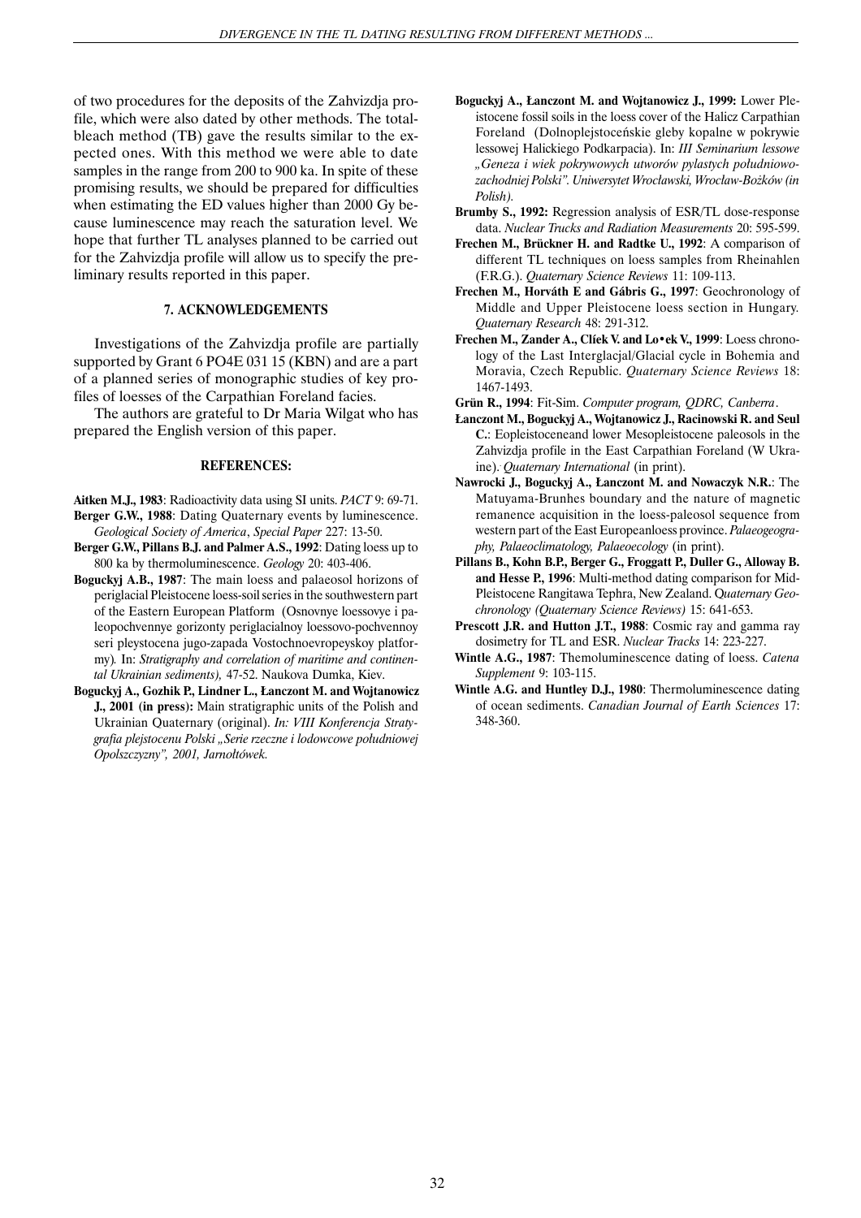of two procedures for the deposits of the Zahvizdja profile, which were also dated by other methods. The total-bleach method (TB) gave the results similar to the expected ones. With this method we were able to date samples in the range from 200 to 900 ka. In spite of these promising results, we should be prepared for difficulties when estimating the ED values higher than 2000 Gy because luminescence may reach the saturation level. We hope that further TL analyses planned to be carried out for the Zahvizdja profile will allow us to specify the preliminary results reported in this paper.

## 7. ACKNOWLEDGEMENTS

Investigations of the Zahvizdja profile are partially supported by Grant 6 PO4E 031 15 (KBN) and are a part of a planned series of monographic studies of key profiles of loesses of the Carpathian Foreland facies.

The authors are grateful to Dr Maria Wilgat who has prepared the English version of this paper.

## REFERENCES:

**Aitken M.J., 1983**: Radioactivity data using SI units. *PACT* 9: 69-71.

**Berger G.W., 1988**: Dating Quaternary events by luminescence. *Geological Society of America*, *Special Paper* 227: 13-50.

**Berger G.W., Pillans B.J. and Palmer A.S., 1992**: Dating loess up to 800 ka by thermoluminescence. *Geology* 20: 403-406.

**Boguckyj A.B., 1987**: The main loess and palaeosol horizons of periglacial Pleistocene loess-soil series in the southwestern part of the Eastern European Platform (Osnovnye loessovye i paleopochvennye gorizonty periglacialnoy loessovo-pochvennoy seri pleystocena jugo-zapada Vostochnoevropeyskoy platformy). In: *Stratigraphy and correlation of maritime and continental Ukrainian sediments),* 47-52. Naukova Dumka, Kiev.

**Boguckyj A., Gozhik P., Lindner L., Łanczont M. and Wojtanowicz J., 2001 (in press):** Main stratigraphic units of the Polish and Ukrainian Quaternary (original). *In: VIII Konferencja Stratygrafia plejstocenu Polski „Serie rzeczne i lodowcowe południowej Opolszczyzny", 2001, Jarnołtówek.*

**Boguckyj A., Łanczont M. and Wojtanowicz J., 1999:** Lower Pleistocene fossil soils in the loess cover of the Halicz Carpathian Foreland (Dolnoplejstoceńskie gleby kopalne w pokrywie lessowej Halickiego Podkarpacia). In: *III Seminarium lessowe „Geneza i wiek pokrywowych utworów pylastych południowo-zachodniej Polski". Uniwersytet Wrocławski, Wrocław-Bożków (in Polish).*

**Brumby S., 1992:** Regression analysis of ESR/TL dose-response data. *Nuclear Trucks and Radiation Measurements* 20: 595-599.

**Frechen M., Brückner H. and Radtke U., 1992**: A comparison of different TL techniques on loess samples from Rheinahlen (F.R.G.). *Quaternary Science Reviews* 11: 109-113.

**Frechen M., Horváth E and Gábris G., 1997**: Geochronology of Middle and Upper Pleistocene loess section in Hungary. *Quaternary Research* 48: 291-312.

**Frechen M., Zander A., Clíek V. and Lo•ek V., 1999**: Loess chronology of the Last Interglacjal/Glacial cycle in Bohemia and Moravia, Czech Republic. *Quaternary Science Reviews* 18: 1467-1493.

**Grün R., 1994**: Fit-Sim. *Computer program, QDRC, Canberra*.

**Łanczont M., Boguckyj A., Wojtanowicz J., Racinowski R. and Seul C.**: Eopleistoceneand lower Mesopleistocene paleosols in the Zahvizdja profile in the East Carpathian Foreland (W Ukraine). *Quaternary International* (in print).

**Nawrocki J., Boguckyj A., Łanczont M. and Nowaczyk N.R.**: The Matuyama-Brunhes boundary and the nature of magnetic remanence acquisition in the loess-paleosol sequence from western part of the East Europeanloess province. *Palaeogeography, Palaeoclimatology, Palaeoecology* (in print).

**Pillans B., Kohn B.P., Berger G., Froggatt P., Duller G., Alloway B. and Hesse P., 1996**: Multi-method dating comparison for Mid-Pleistocene Rangitawa Tephra, New Zealand. *Quaternary Geochronology (Quaternary Science Reviews)* 15: 641-653.

**Prescott J.R. and Hutton J.T., 1988**: Cosmic ray and gamma ray dosimetry for TL and ESR. *Nuclear Tracks* 14: 223-227.

**Wintle A.G., 1987**: Themoluminescence dating of loess. *Catena Supplement* 9: 103-115.

**Wintle A.G. and Huntley D.J., 1980**: Thermoluminescence dating of ocean sediments. *Canadian Journal of Earth Sciences* 17: 348-360.